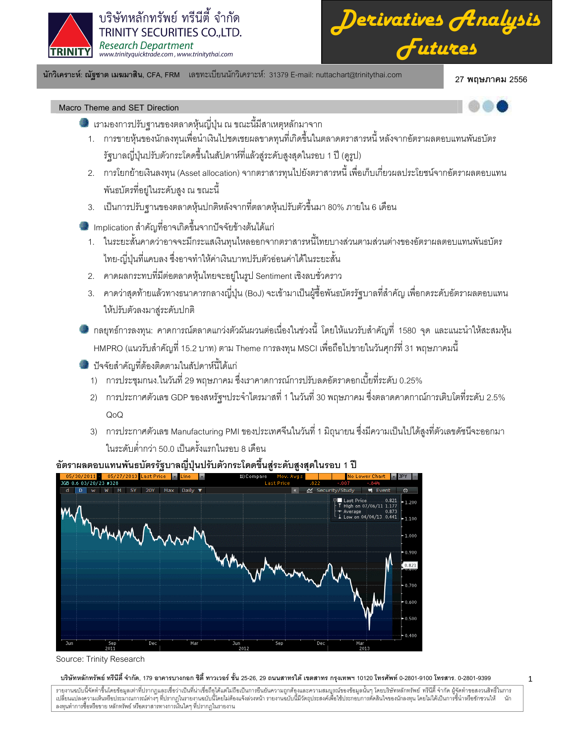บริษัทหลักทรัพย์ ทรีนีตี้ จำกัด
TRINITY SECURITIES CO.,LTD.
*Research Department*
www.trinityquicktrade.com , www.trinitythai.com

# Derivatives Analysis Futures

**นักวิเคราะห์: ณัฐชาต เมฆมาสิน**, CFA, FRM เลขทะเบียนนักวิเคราะห์: 31379 E-mail: nuttachart@trinitythai.com

27 พฤษภาคม 2556

## Macro Theme and SET Direction

- เรามองการปรับฐานของตลาดหุ้นญี่ปุ่น ณ ขณะนี้มีสาเหตุหลักมาจาก
  1. การขายหุ้นของนักลงทุนเพื่อนำเงินไปชดเชยผลขาดทุนที่เกิดขึ้นในตลาดตราสารหนี้ หลังจากอัตราผลตอบแทนพันธบัตรรัฐบาลญี่ปุ่นปรับตัวกระโดดขึ้นในสัปดาห์ที่แล้วสู่ระดับสูงสุดในรอบ 1 ปี (ดูรูป)
  2. การโยกย้ายเงินลงทุน (Asset allocation) จากตราสารทุนไปยังตราสารหนี้ เพื่อเก็บเกี่ยวผลประโยชน์จากอัตราผลตอบแทนพันธบัตรที่อยู่ในระดับสูง ณ ขณะนี้
  3. เป็นการปรับฐานของตลาดหุ้นปกติหลังจากที่ตลาดหุ้นปรับตัวขึ้นมา 80% ภายใน 6 เดือน
- Implication สำคัญที่อาจเกิดขึ้นจากปัจจัยข้างต้นได้แก่
  1. ในระยะสั้นคาดว่าอาจจะมีกระแสเงินทุนไหลออกจากตราสารหนี้ไทยบางส่วนตามส่วนต่างของอัตราผลตอบแทนพันธบัตรไทย-ญี่ปุ่นที่แคบลง ซึ่งอาจทำให้ค่าเงินบาทปรับตัวอ่อนค่าได้ในระยะสั้น
  2. คาดผลกระทบที่มีต่อตลาดหุ้นไทยจะอยู่ในรูป Sentiment เชิงลบชั่วคราว
  3. คาดว่าสุดท้ายแล้วทางธนาคารกลางญี่ปุ่น (BoJ) จะเข้ามาเป็นผู้ซื้อพันธบัตรรัฐบาลที่สำคัญ เพื่อกดระดับอัตราผลตอบแทนให้ปรับตัวลงมาสู่ระดับปกติ
- กลยุทธ์การลงทุน: คาดการณ์ตลาดแกว่งตัวผันผวนต่อเนื่องในช่วงนี้ โดยให้แนวรับสำคัญที่ 1580 จุด และแนะนำให้สะสมหุ้น HMPRO (แนวรับสำคัญที่ 15.2 บาท) ตาม Theme การลงทุน MSCI เพื่อถือไปขายในวันศุกร์ที่ 31 พฤษภาคมนี้
- ปัจจัยสำคัญที่ต้องติดตามในสัปดาห์นี้ได้แก่
  1) การประชุมกนง.ในวันที่ 29 พฤษภาคม ซึ่งเราคาดการณ์การปรับลดอัตราดอกเบี้ยที่ระดับ 0.25%
  2) การประกาศตัวเลข GDP ของสหรัฐฯประจำไตรมาสที่ 1 ในวันที่ 30 พฤษภาคม ซึ่งตลาดคาดการณ์การเติบโตที่ระดับ 2.5% QoQ
  3) การประกาศตัวเลข Manufacturing PMI ของประเทศจีนในวันที่ 1 มิถุนายน ซึ่งมีความเป็นไปได้สูงที่ตัวเลขดัชนีจะออกมาในระดับต่ำกว่า 50.0 เป็นครั้งแรกในรอบ 8 เดือน

**อัตราผลตอบแทนพันธบัตรรัฐบาลญี่ปุ่นปรับตัวกระโดดขึ้นสู่ระดับสูงสุดในรอบ 1 ปี**

Source: Trinity Research

**บริษัทหลักทรัพย์ ทรีนีตี้ จำกัด**, 179 อาคารบางกอก ซิตี้ ทาวเวอร์ ชั้น 25-26, 29 ถนนสาทรใต้ เขตสาทร กรุงเทพฯ 10120 โทรศัพท์ 0-2801-9100 โทรสาร. 0-2801-9399

รายงานฉบับนี้จัดทำขึ้นโดยข้อมูลเท่าที่ปรากฏและเชื่อว่าเป็นที่น่าเชื่อถือได้แต่ไม่ถือเป็นการยืนยันความถูกต้องและความสมบูรณ์ของข้อมูลนั้นๆ โดยบริษัทหลักทรัพย์ ทรีนีตี้ จำกัด ผู้จัดทำขอสงวนสิทธิ์ในการเปลี่ยนแปลงความเห็นหรือประมาณการณ์ต่างๆ ที่ปรากฏในรายงานฉบับนี้โดยไม่ต้องแจ้งล่วงหน้า รายงานฉบับนี้มีวัตถุประสงค์เพื่อใช้ประกอบการตัดสินใจของนักลงทุน โดยไม่ได้เป็นการชี้นำหรือชักชวนให้นักลงทุนทำการซื้อหรือขาย หลักทรัพย์ หรือตราสารทางการเงินใดๆ ที่ปรากฏในรายงาน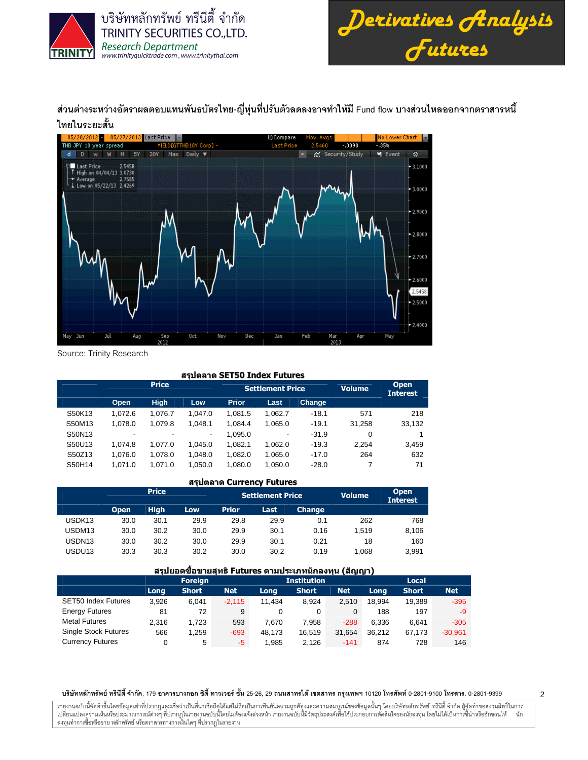ส่วนต่างระหว่างอัตราผลตอบแทนพันธบัตรไทย-ญี่ปุ่นที่ปรับตัวลดลงอาจทำให้มี Fund flow บางส่วนไหลออกจากตราสารหนี้ไทยในระยะสั้น

Source: Trinity Research

### สรุปตลาด SET50 Index Futures

| | Price | | | Settlement Price | | | Volume | Open Interest |
|---|---|---|---|---|---|---|---|---|
| | Open | High | Low | Prior | Last | Change | | |
| S50K13 | 1,072.6 | 1,076.7 | 1,047.0 | 1,081.5 | 1,062.7 | -18.1 | 571 | 218 |
| S50M13 | 1,078.0 | 1,079.8 | 1,048.1 | 1,084.4 | 1,065.0 | -19.1 | 31,258 | 33,132 |
| S50N13 | - | - | - | 1,095.0 | - | -31.9 | 0 | 1 |
| S50U13 | 1,074.8 | 1,077.0 | 1,045.0 | 1,082.1 | 1,062.0 | -19.3 | 2,254 | 3,459 |
| S50Z13 | 1,076.0 | 1,078.0 | 1,048.0 | 1,082.0 | 1,065.0 | -17.0 | 264 | 632 |
| S50H14 | 1,071.0 | 1,071.0 | 1,050.0 | 1,080.0 | 1,050.0 | -28.0 | 7 | 71 |

### สรุปตลาด Currency Futures

| | Price | | | Settlement Price | | | Volume | Open Interest |
|---|---|---|---|---|---|---|---|---|
| | Open | High | Low | Prior | Last | Change | | |
| USDK13 | 30.0 | 30.1 | 29.9 | 29.8 | 29.9 | 0.1 | 262 | 768 |
| USDM13 | 30.0 | 30.2 | 30.0 | 29.9 | 30.1 | 0.16 | 1,519 | 8,106 |
| USDN13 | 30.0 | 30.2 | 30.0 | 29.9 | 30.1 | 0.21 | 18 | 160 |
| USDU13 | 30.3 | 30.3 | 30.2 | 30.0 | 30.2 | 0.19 | 1,068 | 3,991 |

### สรุปยอดซื้อขายสุทธิ Futures ตามประเภทนักลงทุน (สัญญา)

| | Foreign | | | Institution | | | Local | | |
|---|---|---|---|---|---|---|---|---|---|
| | Long | Short | Net | Long | Short | Net | Long | Short | Net |
| SET50 Index Futures | 3,926 | 6,041 | -2,115 | 11,434 | 8,924 | 2,510 | 18,994 | 19,389 | -395 |
| Energy Futures | 81 | 72 | 9 | 0 | 0 | 0 | 188 | 197 | -9 |
| Metal Futures | 2,316 | 1,723 | 593 | 7,670 | 7,958 | -288 | 6,336 | 6,641 | -305 |
| Single Stock Futures | 566 | 1,259 | -693 | 48,173 | 16,519 | 31,654 | 36,212 | 67,173 | -30,961 |
| Currency Futures | 0 | 5 | -5 | 1,985 | 2,126 | -141 | 874 | 728 | 146 |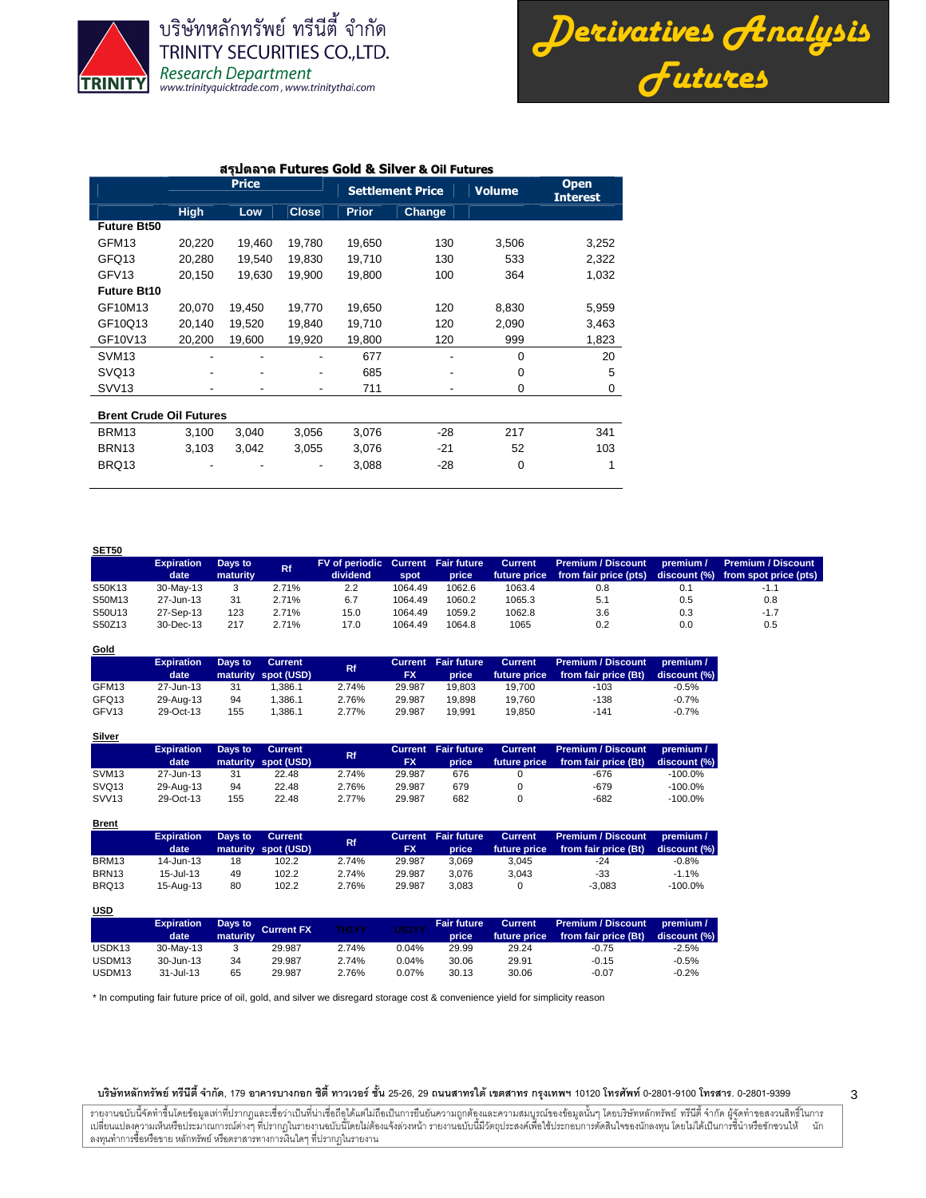## สรุปตลาด Futures Gold & Silver & Oil Futures

| | Price | | | Settlement Price | | Volume | Open Interest |
|---|---|---|---|---|---|---|---|
| | High | Low | Close | Prior | Change | | |
| **Future Bt50** | | | | | | | |
| GFM13 | 20,220 | 19,460 | 19,780 | 19,650 | 130 | 3,506 | 3,252 |
| GFQ13 | 20,280 | 19,540 | 19,830 | 19,710 | 130 | 533 | 2,322 |
| GFV13 | 20,150 | 19,630 | 19,900 | 19,800 | 100 | 364 | 1,032 |
| **Future Bt10** | | | | | | | |
| GF10M13 | 20,070 | 19,450 | 19,770 | 19,650 | 120 | 8,830 | 5,959 |
| GF10Q13 | 20,140 | 19,520 | 19,840 | 19,710 | 120 | 2,090 | 3,463 |
| GF10V13 | 20,200 | 19,600 | 19,920 | 19,800 | 120 | 999 | 1,823 |
| SVM13 | - | - | - | 677 | - | 0 | 20 |
| SVQ13 | - | - | - | 685 | - | 0 | 5 |
| SVV13 | - | - | - | 711 | - | 0 | 0 |
| **Brent Crude Oil Futures** | | | | | | | |
| BRM13 | 3,100 | 3,040 | 3,056 | 3,076 | -28 | 217 | 341 |
| BRN13 | 3,103 | 3,042 | 3,055 | 3,076 | -21 | 52 | 103 |
| BRQ13 | - | - | - | 3,088 | -28 | 0 | 1 |

**SET50**

| | Expiration date | Days to maturity | Rf | FV of periodic dividend | Current spot | Fair future price | Current future price | Premium / Discount from fair price (pts) | premium / discount (%) | Premium / Discount from spot price (pts) |
|---|---|---|---|---|---|---|---|---|---|---|
| S50K13 | 30-May-13 | 3 | 2.71% | 2.2 | 1064.49 | 1062.6 | 1063.4 | 0.8 | 0.1 | -1.1 |
| S50M13 | 27-Jun-13 | 31 | 2.71% | 6.7 | 1064.49 | 1060.2 | 1065.3 | 5.1 | 0.5 | 0.8 |
| S50U13 | 27-Sep-13 | 123 | 2.71% | 15.0 | 1064.49 | 1059.2 | 1062.8 | 3.6 | 0.3 | -1.7 |
| S50Z13 | 30-Dec-13 | 217 | 2.71% | 17.0 | 1064.49 | 1064.8 | 1065 | 0.2 | 0.0 | 0.5 |

**Gold**

| | Expiration date | Days to maturity | Current spot (USD) | Rf | Current FX | Fair future price | Current future price | Premium / Discount from fair price (Bt) | premium / discount (%) |
|---|---|---|---|---|---|---|---|---|---|
| GFM13 | 27-Jun-13 | 31 | 1,386.1 | 2.74% | 29.987 | 19,803 | 19,700 | -103 | -0.5% |
| GFQ13 | 29-Aug-13 | 94 | 1,386.1 | 2.76% | 29.987 | 19,898 | 19,760 | -138 | -0.7% |
| GFV13 | 29-Oct-13 | 155 | 1,386.1 | 2.77% | 29.987 | 19,991 | 19,850 | -141 | -0.7% |

**Silver**

| | Expiration date | Days to maturity | Current spot (USD) | Rf | Current FX | Fair future price | Current future price | Premium / Discount from fair price (Bt) | premium / discount (%) |
|---|---|---|---|---|---|---|---|---|---|
| SVM13 | 27-Jun-13 | 31 | 22.48 | 2.74% | 29.987 | 676 | 0 | -676 | -100.0% |
| SVQ13 | 29-Aug-13 | 94 | 22.48 | 2.76% | 29.987 | 679 | 0 | -679 | -100.0% |
| SVV13 | 29-Oct-13 | 155 | 22.48 | 2.77% | 29.987 | 682 | 0 | -682 | -100.0% |

**Brent**

| | Expiration date | Days to maturity | Current spot (USD) | Rf | Current FX | Fair future price | Current future price | Premium / Discount from fair price (Bt) | premium / discount (%) |
|---|---|---|---|---|---|---|---|---|---|
| BRM13 | 14-Jun-13 | 18 | 102.2 | 2.74% | 29.987 | 3,069 | 3,045 | -24 | -0.8% |
| BRN13 | 15-Jul-13 | 49 | 102.2 | 2.74% | 29.987 | 3,076 | 3,043 | -33 | -1.1% |
| BRQ13 | 15-Aug-13 | 80 | 102.2 | 2.76% | 29.987 | 3,083 | 0 | -3,083 | -100.0% |

**USD**

| | Expiration date | Days to maturity | Current FX | TH1YY | US1YY | Fair future price | Current future price | Premium / Discount from fair price (Bt) | premium / discount (%) |
|---|---|---|---|---|---|---|---|---|---|
| USDK13 | 30-May-13 | 3 | 29.987 | 2.74% | 0.04% | 29.99 | 29.24 | -0.75 | -2.5% |
| USDM13 | 30-Jun-13 | 34 | 29.987 | 2.74% | 0.04% | 30.06 | 29.91 | -0.15 | -0.5% |
| USDM13 | 31-Jul-13 | 65 | 29.987 | 2.76% | 0.07% | 30.13 | 30.06 | -0.07 | -0.2% |

* In computing fair future price of oil, gold, and silver we disregard storage cost & convenience yield for simplicity reason

**บริษัทหลักทรัพย์ ทรีนีตี้ จำกัด**, 179 อาคารบางกอก ซิตี้ ทาวเวอร์ ชั้น 25-26, 29 ถนนสาทรใต้ เขตสาทร กรุงเทพฯ 10120 โทรศัพท์ 0-2801-9100 โทรสาร. 0-2801-9399

รายงานฉบับนี้จัดทำขึ้นโดยข้อมูลเท่าที่ปรากฏและเชื่อว่าเป็นที่น่าเชื่อถือได้แต่ไม่ถือเป็นการยืนยันความถูกต้องและความสมบูรณ์ของข้อมูลนั้นๆ โดยบริษัทหลักทรัพย์ ทรีนีตี้ จำกัด ผู้จัดทำขอสงวนสิทธิ์ในการเปลี่ยนแปลงความเห็นหรือประมาณการณ์ต่างๆ ที่ปรากฏในรายงานฉบับนี้โดยไม่ต้องแจ้งล่วงหน้า รายงานฉบับนี้มีวัตถุประสงค์เพื่อใช้ประกอบการตัดสินใจของนักลงทุน โดยไม่ได้เป็นการชี้นำหรือชักชวนให้ นักลงทุนทำการซื้อหรือขาย หลักทรัพย์ หรือตราสารทางการเงินใดๆ ที่ปรากฏในรายงาน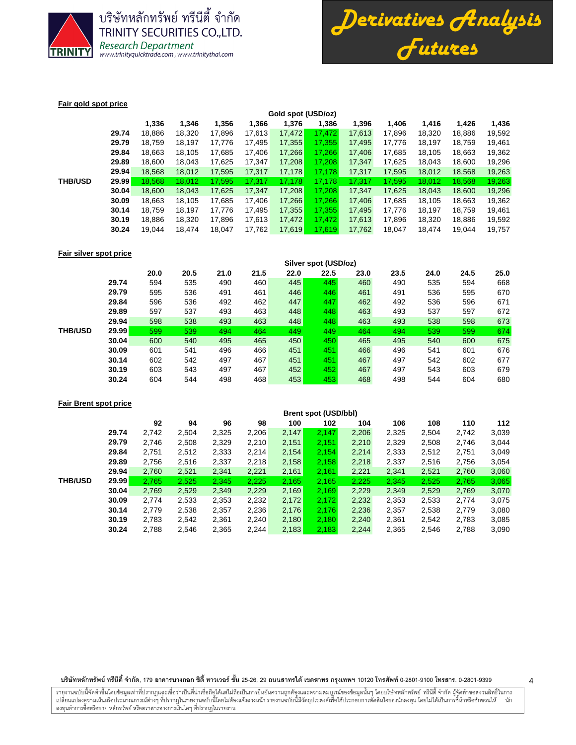#### Fair gold spot price

| | | Gold spot (USD/oz) | | | | | | | | | | |
|---|---|---|---|---|---|---|---|---|---|---|---|---|
| | | 1,336 | 1,346 | 1,356 | 1,366 | 1,376 | 1,386 | 1,396 | 1,406 | 1,416 | 1,426 | 1,436 |
| | 29.74 | 18,886 | 18,320 | 17,896 | 17,613 | 17,472 | 17,472 | 17,613 | 17,896 | 18,320 | 18,886 | 19,592 |
| | 29.79 | 18,759 | 18,197 | 17,776 | 17,495 | 17,355 | 17,355 | 17,495 | 17,776 | 18,197 | 18,759 | 19,461 |
| | 29.84 | 18,663 | 18,105 | 17,685 | 17,406 | 17,266 | 17,266 | 17,406 | 17,685 | 18,105 | 18,663 | 19,362 |
| | 29.89 | 18,600 | 18,043 | 17,625 | 17,347 | 17,208 | 17,208 | 17,347 | 17,625 | 18,043 | 18,600 | 19,296 |
| | 29.94 | 18,568 | 18,012 | 17,595 | 17,317 | 17,178 | 17,178 | 17,317 | 17,595 | 18,012 | 18,568 | 19,263 |
| THB/USD | 29.99 | 18,568 | 18,012 | 17,595 | 17,317 | 17,178 | 17,178 | 17,317 | 17,595 | 18,012 | 18,568 | 19,263 |
| | 30.04 | 18,600 | 18,043 | 17,625 | 17,347 | 17,208 | 17,208 | 17,347 | 17,625 | 18,043 | 18,600 | 19,296 |
| | 30.09 | 18,663 | 18,105 | 17,685 | 17,406 | 17,266 | 17,266 | 17,406 | 17,685 | 18,105 | 18,663 | 19,362 |
| | 30.14 | 18,759 | 18,197 | 17,776 | 17,495 | 17,355 | 17,355 | 17,495 | 17,776 | 18,197 | 18,759 | 19,461 |
| | 30.19 | 18,886 | 18,320 | 17,896 | 17,613 | 17,472 | 17,472 | 17,613 | 17,896 | 18,320 | 18,886 | 19,592 |
| | 30.24 | 19,044 | 18,474 | 18,047 | 17,762 | 17,619 | 17,619 | 17,762 | 18,047 | 18,474 | 19,044 | 19,757 |

#### Fair silver spot price

| | | Silver spot (USD/oz) | | | | | | | | | | |
|---|---|---|---|---|---|---|---|---|---|---|---|---|
| | | 20.0 | 20.5 | 21.0 | 21.5 | 22.0 | 22.5 | 23.0 | 23.5 | 24.0 | 24.5 | 25.0 |
| | 29.74 | 594 | 535 | 490 | 460 | 445 | 445 | 460 | 490 | 535 | 594 | 668 |
| | 29.79 | 595 | 536 | 491 | 461 | 446 | 446 | 461 | 491 | 536 | 595 | 670 |
| | 29.84 | 596 | 536 | 492 | 462 | 447 | 447 | 462 | 492 | 536 | 596 | 671 |
| | 29.89 | 597 | 537 | 493 | 463 | 448 | 448 | 463 | 493 | 537 | 597 | 672 |
| | 29.94 | 598 | 538 | 493 | 463 | 448 | 448 | 463 | 493 | 538 | 598 | 673 |
| THB/USD | 29.99 | 599 | 539 | 494 | 464 | 449 | 449 | 464 | 494 | 539 | 599 | 674 |
| | 30.04 | 600 | 540 | 495 | 465 | 450 | 450 | 465 | 495 | 540 | 600 | 675 |
| | 30.09 | 601 | 541 | 496 | 466 | 451 | 451 | 466 | 496 | 541 | 601 | 676 |
| | 30.14 | 602 | 542 | 497 | 467 | 451 | 451 | 467 | 497 | 542 | 602 | 677 |
| | 30.19 | 603 | 543 | 497 | 467 | 452 | 452 | 467 | 497 | 543 | 603 | 679 |
| | 30.24 | 604 | 544 | 498 | 468 | 453 | 453 | 468 | 498 | 544 | 604 | 680 |

#### Fair Brent spot price

| | | Brent spot (USD/bbl) | | | | | | | | | | |
|---|---|---|---|---|---|---|---|---|---|---|---|---|
| | | 92 | 94 | 96 | 98 | 100 | 102 | 104 | 106 | 108 | 110 | 112 |
| | 29.74 | 2,742 | 2,504 | 2,325 | 2,206 | 2,147 | 2,147 | 2,206 | 2,325 | 2,504 | 2,742 | 3,039 |
| | 29.79 | 2,746 | 2,508 | 2,329 | 2,210 | 2,151 | 2,151 | 2,210 | 2,329 | 2,508 | 2,746 | 3,044 |
| | 29.84 | 2,751 | 2,512 | 2,333 | 2,214 | 2,154 | 2,154 | 2,214 | 2,333 | 2,512 | 2,751 | 3,049 |
| | 29.89 | 2,756 | 2,516 | 2,337 | 2,218 | 2,158 | 2,158 | 2,218 | 2,337 | 2,516 | 2,756 | 3,054 |
| | 29.94 | 2,760 | 2,521 | 2,341 | 2,221 | 2,161 | 2,161 | 2,221 | 2,341 | 2,521 | 2,760 | 3,060 |
| THB/USD | 29.99 | 2,765 | 2,525 | 2,345 | 2,225 | 2,165 | 2,165 | 2,225 | 2,345 | 2,525 | 2,765 | 3,065 |
| | 30.04 | 2,769 | 2,529 | 2,349 | 2,229 | 2,169 | 2,169 | 2,229 | 2,349 | 2,529 | 2,769 | 3,070 |
| | 30.09 | 2,774 | 2,533 | 2,353 | 2,232 | 2,172 | 2,172 | 2,232 | 2,353 | 2,533 | 2,774 | 3,075 |
| | 30.14 | 2,779 | 2,538 | 2,357 | 2,236 | 2,176 | 2,176 | 2,236 | 2,357 | 2,538 | 2,779 | 3,080 |
| | 30.19 | 2,783 | 2,542 | 2,361 | 2,240 | 2,180 | 2,180 | 2,240 | 2,361 | 2,542 | 2,783 | 3,085 |
| | 30.24 | 2,788 | 2,546 | 2,365 | 2,244 | 2,183 | 2,183 | 2,244 | 2,365 | 2,546 | 2,788 | 3,090 |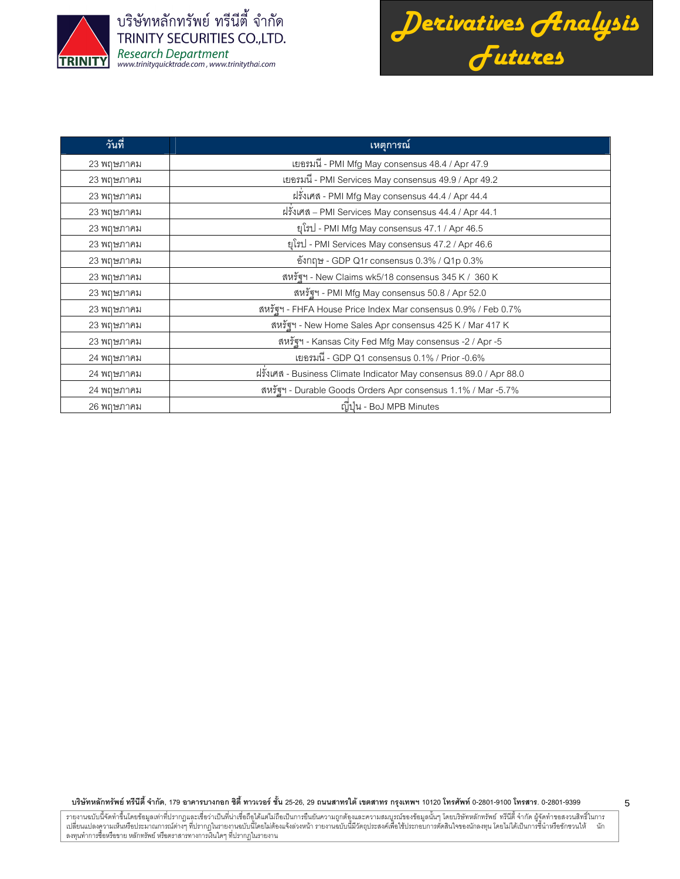| วันที่ | เหตุการณ์ |
|---|---|
| 23 พฤษภาคม | เยอรมนี - PMI Mfg May consensus 48.4 / Apr 47.9 |
| 23 พฤษภาคม | เยอรมนี - PMI Services May consensus 49.9 / Apr 49.2 |
| 23 พฤษภาคม | ฝรั่งเศส - PMI Mfg May consensus 44.4 / Apr 44.4 |
| 23 พฤษภาคม | ฝรั่งเศส – PMI Services May consensus 44.4 / Apr 44.1 |
| 23 พฤษภาคม | ยุโรป - PMI Mfg May consensus 47.1 / Apr 46.5 |
| 23 พฤษภาคม | ยุโรป - PMI Services May consensus 47.2 / Apr 46.6 |
| 23 พฤษภาคม | อังกฤษ - GDP Q1r consensus 0.3% / Q1p 0.3% |
| 23 พฤษภาคม | สหรัฐฯ - New Claims wk5/18 consensus 345 K / 360 K |
| 23 พฤษภาคม | สหรัฐฯ - PMI Mfg May consensus 50.8 / Apr 52.0 |
| 23 พฤษภาคม | สหรัฐฯ - FHFA House Price Index Mar consensus 0.9% / Feb 0.7% |
| 23 พฤษภาคม | สหรัฐฯ - New Home Sales Apr consensus 425 K / Mar 417 K |
| 23 พฤษภาคม | สหรัฐฯ - Kansas City Fed Mfg May consensus -2 / Apr -5 |
| 24 พฤษภาคม | เยอรมนี - GDP Q1 consensus 0.1% / Prior -0.6% |
| 24 พฤษภาคม | ฝรั่งเศส - Business Climate Indicator May consensus 89.0 / Apr 88.0 |
| 24 พฤษภาคม | สหรัฐฯ - Durable Goods Orders Apr consensus 1.1% / Mar -5.7% |
| 26 พฤษภาคม | ญี่ปุ่น - BoJ MPB Minutes |

**บริษัทหลักทรัพย์ ทรีนีตี้ จำกัด**, 179 **อาคารบางกอก ซิตี้ ทาวเวอร์ ชั้น** 25-26, 29 **ถนนสาทรใต้ เขตสาทร กรุงเทพฯ** 10120 **โทรศัพท์** 0-2801-9100 **โทรสาร.** 0-2801-9399

รายงานฉบับนี้จัดทำขึ้นโดยข้อมูลเท่าที่ปรากฏและเชื่อว่าเป็นที่น่าเชื่อถือได้แต่ไม่ถือเป็นการยืนยันความถูกต้องและความสมบูรณ์ของข้อมูลนั้นๆ โดยบริษัทหลักทรัพย์ ทรีนีตี้ จำกัด ผู้จัดทำขอสงวนสิทธิ์ในการเปลี่ยนแปลงความเห็นหรือประมาณการณ์ต่างๆ ที่ปรากฏในรายงานฉบับนี้โดยไม่ต้องแจ้งล่วงหน้า รายงานฉบับนี้มีวัตถุประสงค์เพื่อใช้ประกอบการตัดสินใจของนักลงทุน โดยไม่ได้เป็นการชี้นำหรือชักชวนให้ นักลงทุนทำการซื้อหรือขาย หลักทรัพย์ หรือตราสารทางการเงินใดๆ ที่ปรากฏในรายงาน